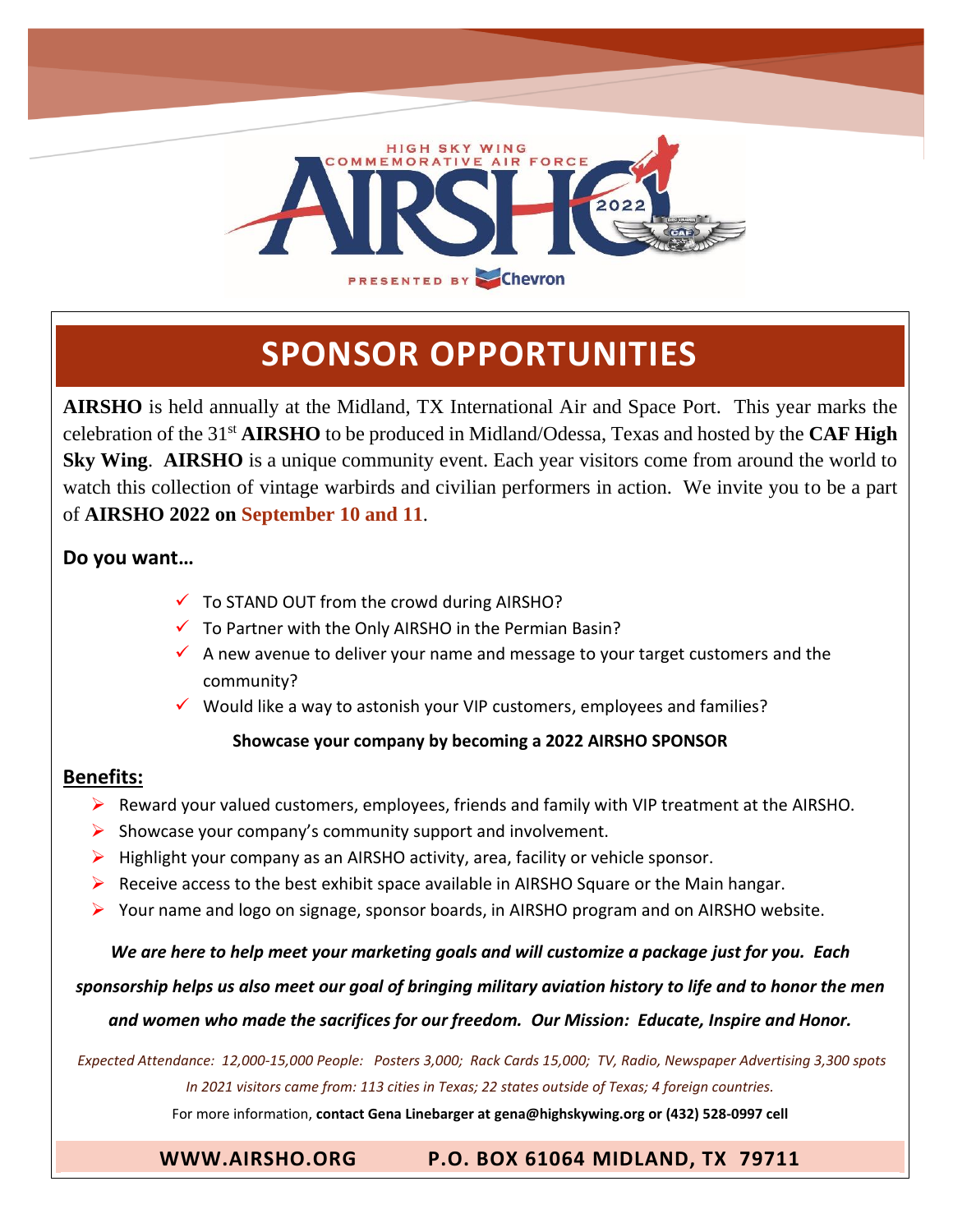HIGH SKY WING COMMEMORATIVE AIR FORCE

# AIRSHO 2022

PRESENTED BY Chevron

## SPONSOR OPPORTUNITIES

**AIRSHO** is held annually at the Midland, TX International Air and Space Port. This year marks the celebration of the 31st **AIRSHO** to be produced in Midland/Odessa, Texas and hosted by the **CAF High Sky Wing**. **AIRSHO** is a unique community event. Each year visitors come from around the world to watch this collection of vintage warbirds and civilian performers in action. We invite you to be a part of **AIRSHO 2022 on September 10 and 11**.

### Do you want…

- ✓ To STAND OUT from the crowd during AIRSHO?
- ✓ To Partner with the Only AIRSHO in the Permian Basin?
- ✓ A new avenue to deliver your name and message to your target customers and the community?
- ✓ Would like a way to astonish your VIP customers, employees and families?

**Showcase your company by becoming a 2022 AIRSHO SPONSOR**

### Benefits:

- Reward your valued customers, employees, friends and family with VIP treatment at the AIRSHO.
- Showcase your company's community support and involvement.
- Highlight your company as an AIRSHO activity, area, facility or vehicle sponsor.
- Receive access to the best exhibit space available in AIRSHO Square or the Main hangar.
- Your name and logo on signage, sponsor boards, in AIRSHO program and on AIRSHO website.

***We are here to help meet your marketing goals and will customize a package just for you. Each sponsorship helps us also meet our goal of bringing military aviation history to life and to honor the men and women who made the sacrifices for our freedom. Our Mission: Educate, Inspire and Honor.***

*Expected Attendance: 12,000-15,000 People: Posters 3,000; Rack Cards 15,000; TV, Radio, Newspaper Advertising 3,300 spots*

*In 2021 visitors came from: 113 cities in Texas; 22 states outside of Texas; 4 foreign countries.*

For more information, **contact Gena Linebarger at gena@highskywing.org or (432) 528-0997 cell**

**WWW.AIRSHO.ORG P.O. BOX 61064 MIDLAND, TX 79711**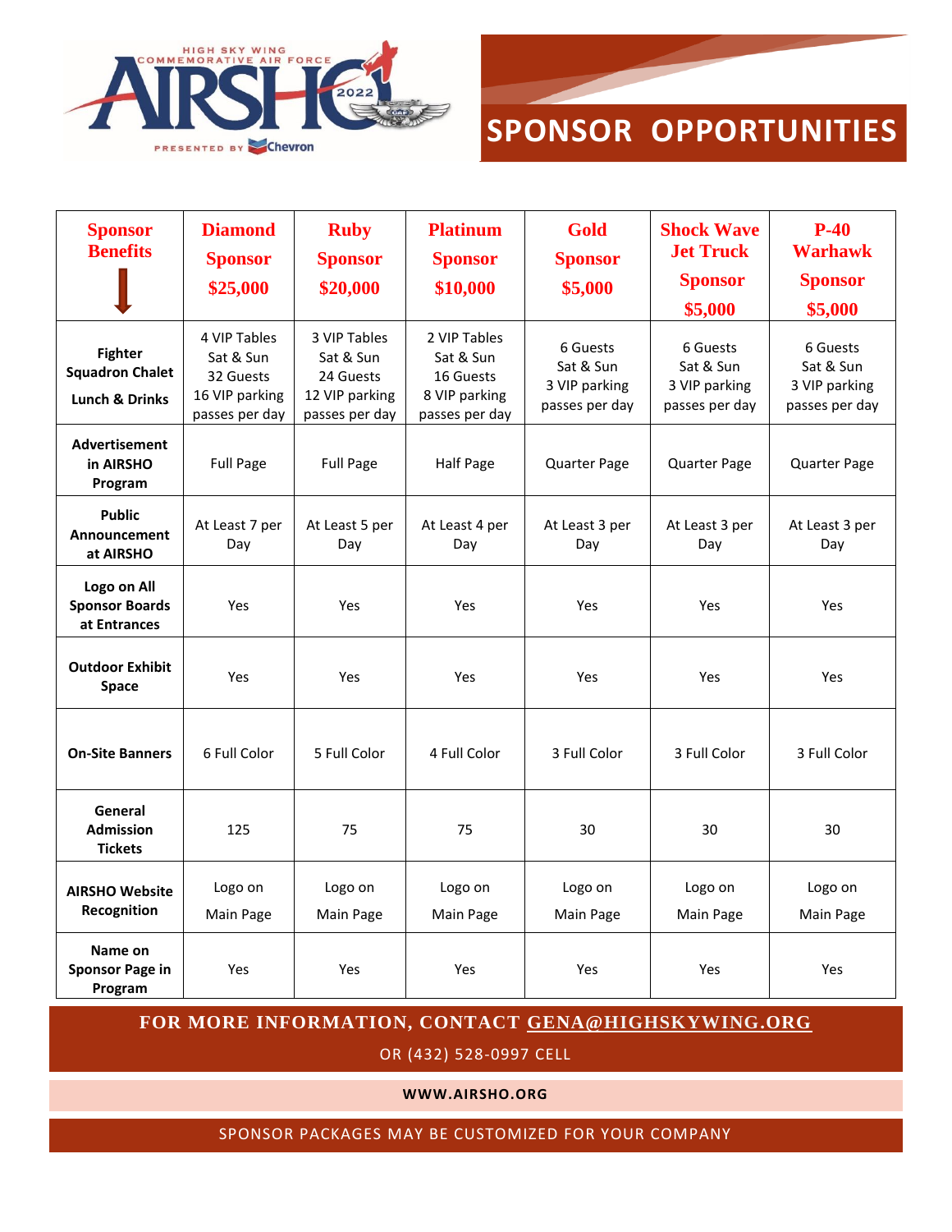# SPONSOR OPPORTUNITIES

| Sponsor Benefits | Diamond Sponsor $25,000 | Ruby Sponsor $20,000 | Platinum Sponsor $10,000 | Gold Sponsor $5,000 | Shock Wave Jet Truck Sponsor $5,000 | P-40 Warhawk Sponsor $5,000 |
|---|---|---|---|---|---|---|
| **Fighter Squadron Chalet Lunch & Drinks** | 4 VIP Tables Sat & Sun 32 Guests 16 VIP parking passes per day | 3 VIP Tables Sat & Sun 24 Guests 12 VIP parking passes per day | 2 VIP Tables Sat & Sun 16 Guests 8 VIP parking passes per day | 6 Guests Sat & Sun 3 VIP parking passes per day | 6 Guests Sat & Sun 3 VIP parking passes per day | 6 Guests Sat & Sun 3 VIP parking passes per day |
| **Advertisement in AIRSHO Program** | Full Page | Full Page | Half Page | Quarter Page | Quarter Page | Quarter Page |
| **Public Announcement at AIRSHO** | At Least 7 per Day | At Least 5 per Day | At Least 4 per Day | At Least 3 per Day | At Least 3 per Day | At Least 3 per Day |
| **Logo on All Sponsor Boards at Entrances** | Yes | Yes | Yes | Yes | Yes | Yes |
| **Outdoor Exhibit Space** | Yes | Yes | Yes | Yes | Yes | Yes |
| **On-Site Banners** | 6 Full Color | 5 Full Color | 4 Full Color | 3 Full Color | 3 Full Color | 3 Full Color |
| **General Admission Tickets** | 125 | 75 | 75 | 30 | 30 | 30 |
| **AIRSHO Website Recognition** | Logo on Main Page | Logo on Main Page | Logo on Main Page | Logo on Main Page | Logo on Main Page | Logo on Main Page |
| **Name on Sponsor Page in Program** | Yes | Yes | Yes | Yes | Yes | Yes |

**FOR MORE INFORMATION, CONTACT GENA@HIGHSKYWING.ORG**

OR (432) 528-0997 CELL

**WWW.AIRSHO.ORG**

SPONSOR PACKAGES MAY BE CUSTOMIZED FOR YOUR COMPANY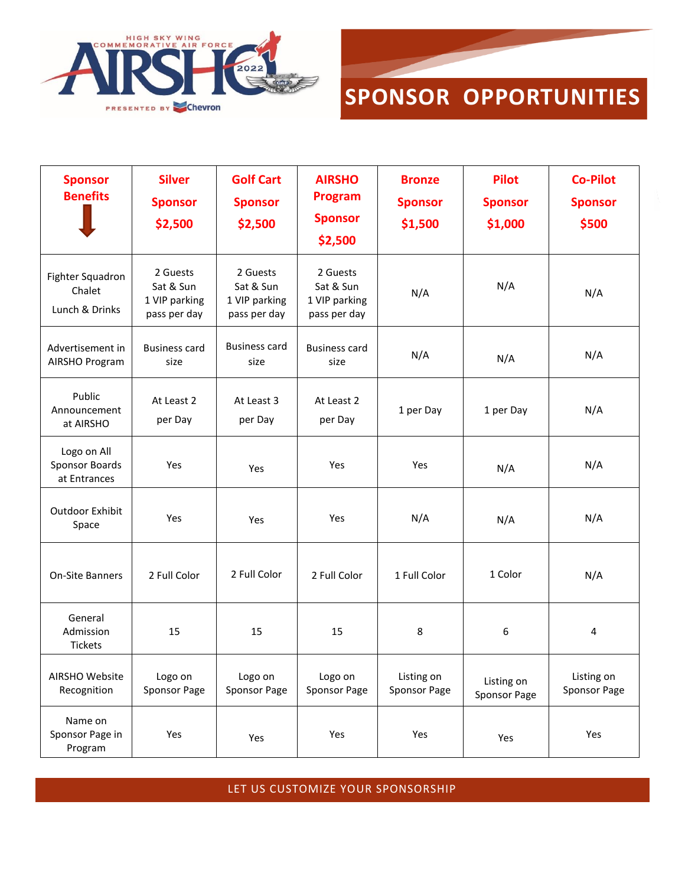HIGH SKY WING COMMEMORATIVE AIR FORCE AIRSHO 2022 PRESENTED BY Chevron

# SPONSOR OPPORTUNITIES

| Sponsor Benefits | Silver Sponsor $2,500 | Golf Cart Sponsor $2,500 | AIRSHO Program Sponsor $2,500 | Bronze Sponsor $1,500 | Pilot Sponsor $1,000 | Co-Pilot Sponsor $500 |
|---|---|---|---|---|---|---|
| Fighter Squadron Chalet Lunch & Drinks | 2 Guests Sat & Sun 1 VIP parking pass per day | 2 Guests Sat & Sun 1 VIP parking pass per day | 2 Guests Sat & Sun 1 VIP parking pass per day | N/A | N/A | N/A |
| Advertisement in AIRSHO Program | Business card size | Business card size | Business card size | N/A | N/A | N/A |
| Public Announcement at AIRSHO | At Least 2 per Day | At Least 3 per Day | At Least 2 per Day | 1 per Day | 1 per Day | N/A |
| Logo on All Sponsor Boards at Entrances | Yes | Yes | Yes | Yes | N/A | N/A |
| Outdoor Exhibit Space | Yes | Yes | Yes | N/A | N/A | N/A |
| On-Site Banners | 2 Full Color | 2 Full Color | 2 Full Color | 1 Full Color | 1 Color | N/A |
| General Admission Tickets | 15 | 15 | 15 | 8 | 6 | 4 |
| AIRSHO Website Recognition | Logo on Sponsor Page | Logo on Sponsor Page | Logo on Sponsor Page | Listing on Sponsor Page | Listing on Sponsor Page | Listing on Sponsor Page |
| Name on Sponsor Page in Program | Yes | Yes | Yes | Yes | Yes | Yes |

LET US CUSTOMIZE YOUR SPONSORSHIP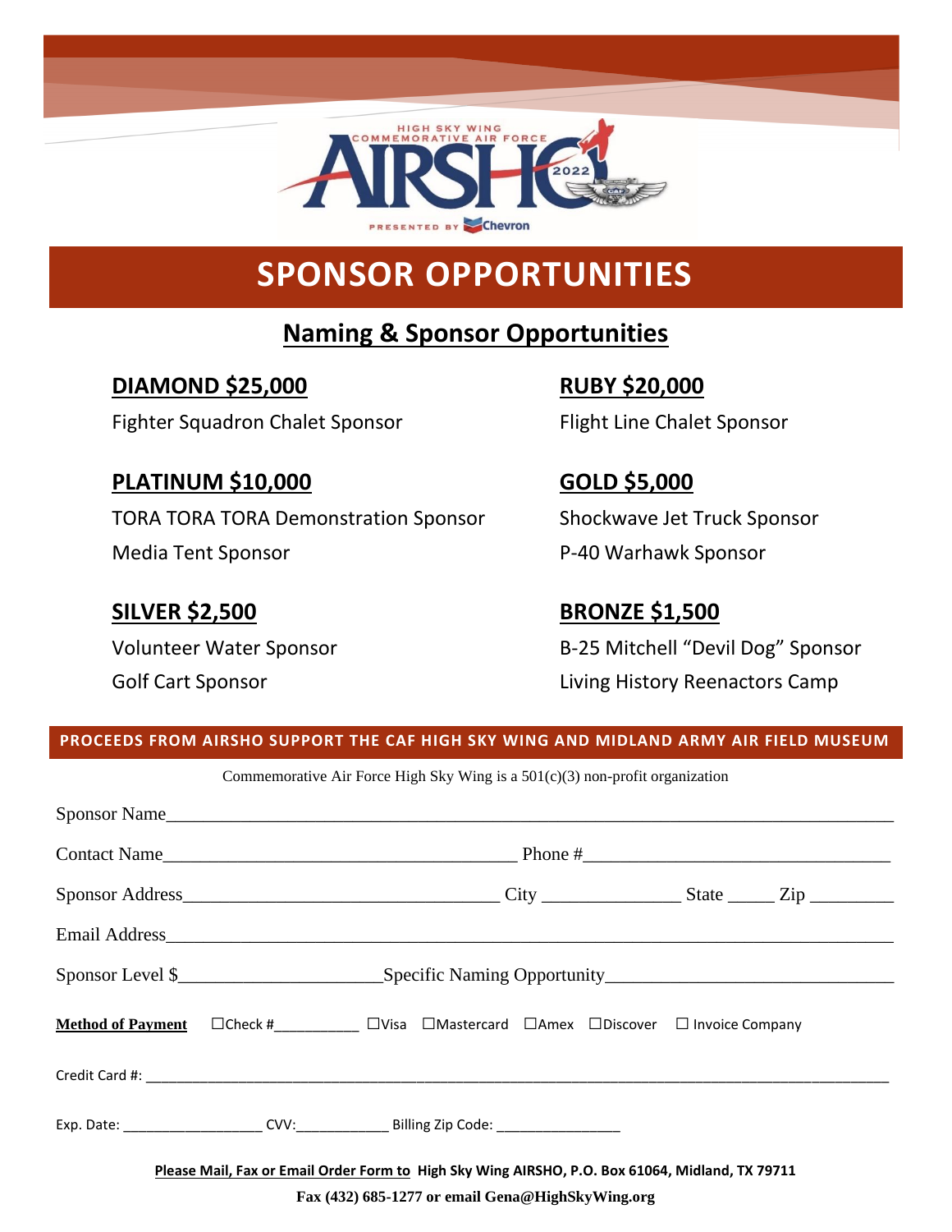HIGH SKY WING COMMEMORATIVE AIR FORCE AIRSHO 2022 PRESENTED BY Chevron

# SPONSOR OPPORTUNITIES

## Naming & Sponsor Opportunities

**DIAMOND $25,000**

Fighter Squadron Chalet Sponsor

**RUBY $20,000**

Flight Line Chalet Sponsor

**PLATINUM $10,000**

TORA TORA TORA Demonstration Sponsor

Media Tent Sponsor

**GOLD $5,000**

Shockwave Jet Truck Sponsor

P-40 Warhawk Sponsor

**SILVER $2,500**

Volunteer Water Sponsor

Golf Cart Sponsor

**BRONZE $1,500**

B-25 Mitchell "Devil Dog" Sponsor

Living History Reenactors Camp

**PROCEEDS FROM AIRSHO SUPPORT THE CAF HIGH SKY WING AND MIDLAND ARMY AIR FIELD MUSEUM**

Commemorative Air Force High Sky Wing is a 501(c)(3) non-profit organization

Sponsor Name_______________________________________________________________

Contact Name_________________________________ Phone #___________________________

Sponsor Address_____________________________ City _____________ State _____ Zip _________

Email Address_______________________________________________________________

Sponsor Level $____________________Specific Naming Opportunity___________________________

**Method of Payment** ☐Check #__________ ☐Visa ☐Mastercard ☐Amex ☐Discover ☐ Invoice Company

Credit Card #: ______________________________________________________________________

Exp. Date: _________________ CVV:___________ Billing Zip Code: _______________

**Please Mail, Fax or Email Order Form to High Sky Wing AIRSHO, P.O. Box 61064, Midland, TX 79711**

**Fax (432) 685-1277 or email Gena@HighSkyWing.org**